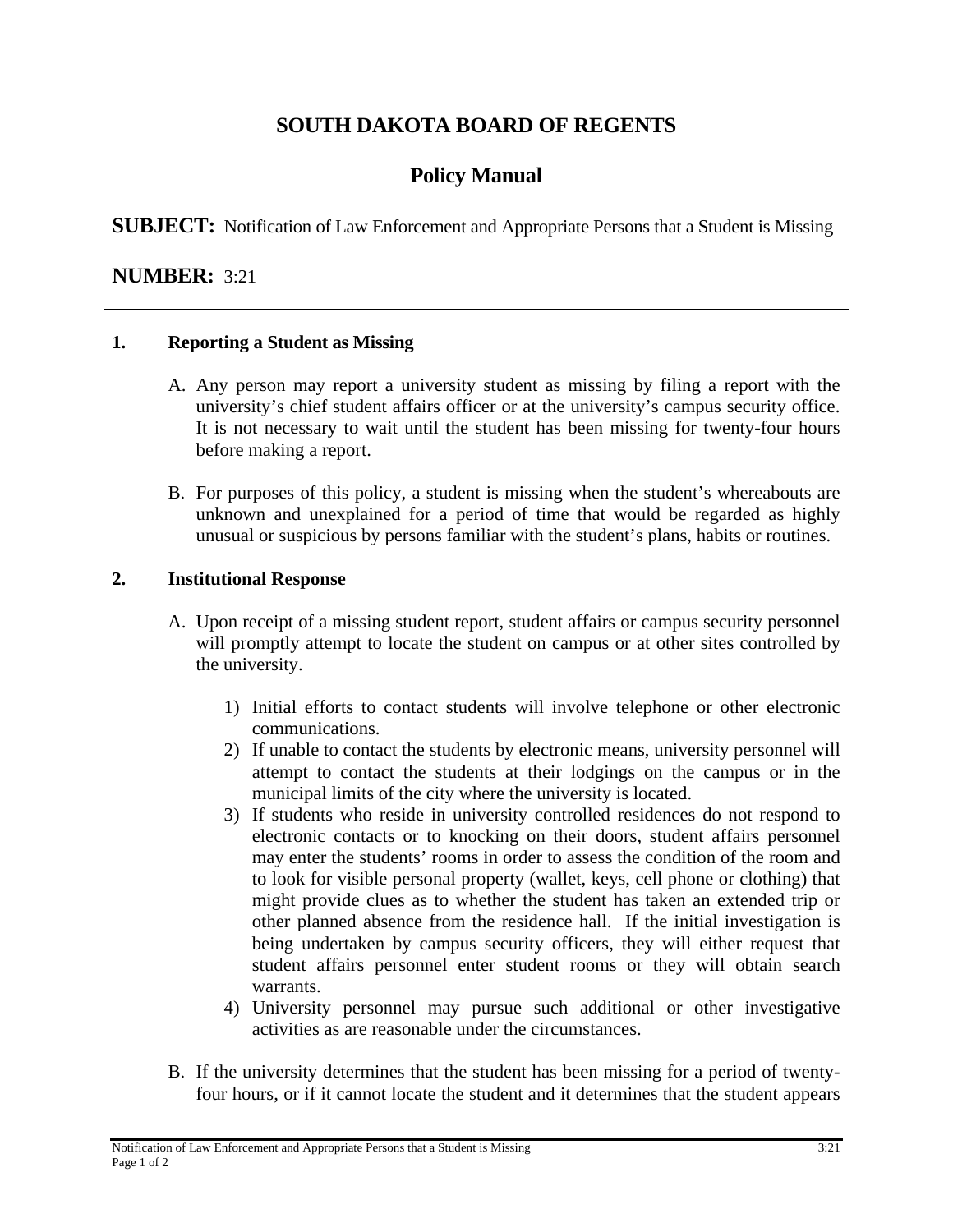# SOUTH DAKOTA BOARD OF REGENTS

## Policy Manual

**SUBJECT:** Notification of Law Enforcement and Appropriate Persons that a Student is Missing

**NUMBER:** 3:21

---

### 1. Reporting a Student as Missing

A. Any person may report a university student as missing by filing a report with the university's chief student affairs officer or at the university's campus security office. It is not necessary to wait until the student has been missing for twenty-four hours before making a report.

B. For purposes of this policy, a student is missing when the student's whereabouts are unknown and unexplained for a period of time that would be regarded as highly unusual or suspicious by persons familiar with the student's plans, habits or routines.

### 2. Institutional Response

A. Upon receipt of a missing student report, student affairs or campus security personnel will promptly attempt to locate the student on campus or at other sites controlled by the university.

1) Initial efforts to contact students will involve telephone or other electronic communications.
2) If unable to contact the students by electronic means, university personnel will attempt to contact the students at their lodgings on the campus or in the municipal limits of the city where the university is located.
3) If students who reside in university controlled residences do not respond to electronic contacts or to knocking on their doors, student affairs personnel may enter the students' rooms in order to assess the condition of the room and to look for visible personal property (wallet, keys, cell phone or clothing) that might provide clues as to whether the student has taken an extended trip or other planned absence from the residence hall. If the initial investigation is being undertaken by campus security officers, they will either request that student affairs personnel enter student rooms or they will obtain search warrants.
4) University personnel may pursue such additional or other investigative activities as are reasonable under the circumstances.

B. If the university determines that the student has been missing for a period of twenty-four hours, or if it cannot locate the student and it determines that the student appears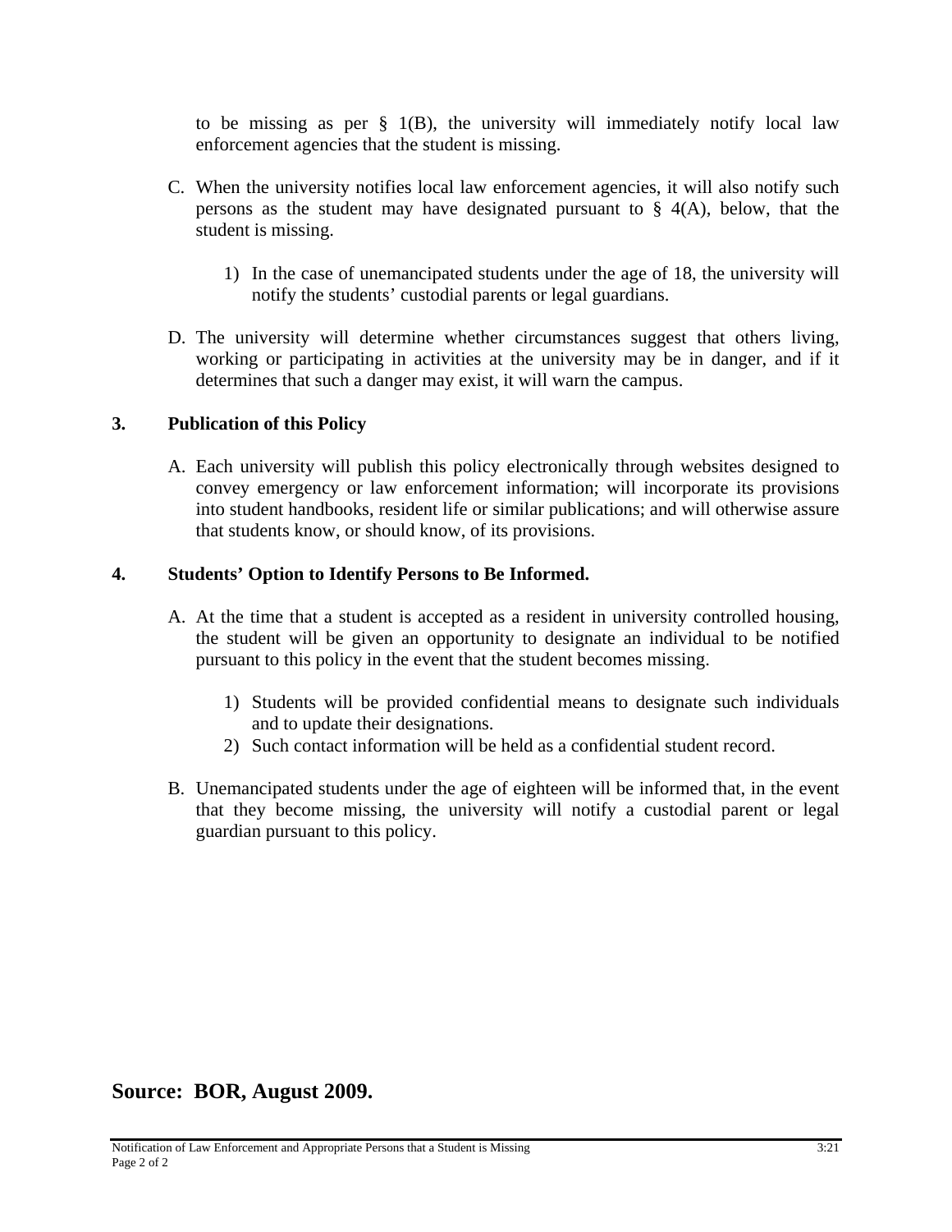to be missing as per § 1(B), the university will immediately notify local law enforcement agencies that the student is missing.

C. When the university notifies local law enforcement agencies, it will also notify such persons as the student may have designated pursuant to § 4(A), below, that the student is missing.

    1) In the case of unemancipated students under the age of 18, the university will notify the students' custodial parents or legal guardians.

D. The university will determine whether circumstances suggest that others living, working or participating in activities at the university may be in danger, and if it determines that such a danger may exist, it will warn the campus.

**3. Publication of this Policy**

A. Each university will publish this policy electronically through websites designed to convey emergency or law enforcement information; will incorporate its provisions into student handbooks, resident life or similar publications; and will otherwise assure that students know, or should know, of its provisions.

**4. Students' Option to Identify Persons to Be Informed.**

A. At the time that a student is accepted as a resident in university controlled housing, the student will be given an opportunity to designate an individual to be notified pursuant to this policy in the event that the student becomes missing.

    1) Students will be provided confidential means to designate such individuals and to update their designations.
    2) Such contact information will be held as a confidential student record.

B. Unemancipated students under the age of eighteen will be informed that, in the event that they become missing, the university will notify a custodial parent or legal guardian pursuant to this policy.

**Source: BOR, August 2009.**